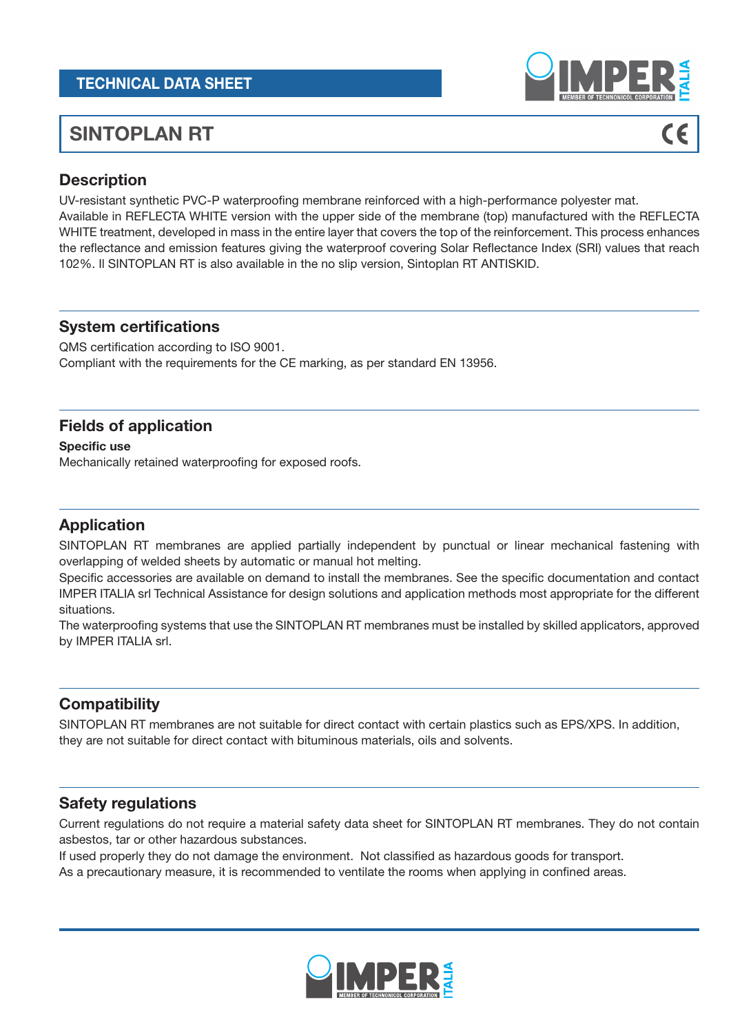TECHNICAL DATA SHEET

# SINTOPLAN RT

## Description

UV-resistant synthetic PVC-P waterproofing membrane reinforced with a high-performance polyester mat.
Available in REFLECTA WHITE version with the upper side of the membrane (top) manufactured with the REFLECTA WHITE treatment, developed in mass in the entire layer that covers the top of the reinforcement. This process enhances the reflectance and emission features giving the waterproof covering Solar Reflectance Index (SRI) values that reach 102%. Il SINTOPLAN RT is also available in the no slip version, Sintoplan RT ANTISKID.

## System certifications

QMS certification according to ISO 9001.
Compliant with the requirements for the CE marking, as per standard EN 13956.

## Fields of application

**Specific use**

Mechanically retained waterproofing for exposed roofs.

## Application

SINTOPLAN RT membranes are applied partially independent by punctual or linear mechanical fastening with overlapping of welded sheets by automatic or manual hot melting.
Specific accessories are available on demand to install the membranes. See the specific documentation and contact IMPER ITALIA srl Technical Assistance for design solutions and application methods most appropriate for the different situations.
The waterproofing systems that use the SINTOPLAN RT membranes must be installed by skilled applicators, approved by IMPER ITALIA srl.

## Compatibility

SINTOPLAN RT membranes are not suitable for direct contact with certain plastics such as EPS/XPS. In addition, they are not suitable for direct contact with bituminous materials, oils and solvents.

## Safety regulations

Current regulations do not require a material safety data sheet for SINTOPLAN RT membranes. They do not contain asbestos, tar or other hazardous substances.
If used properly they do not damage the environment. Not classified as hazardous goods for transport.
As a precautionary measure, it is recommended to ventilate the rooms when applying in confined areas.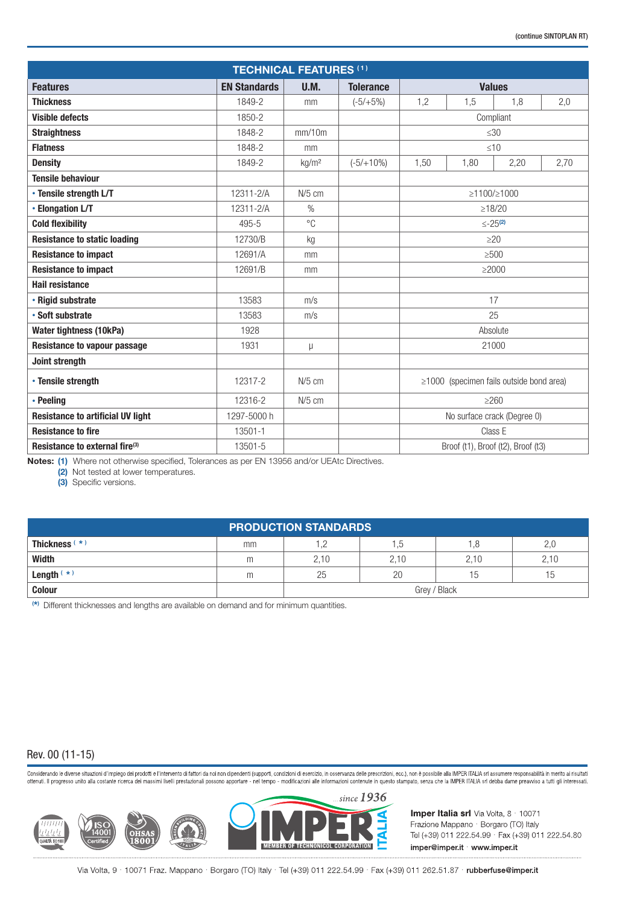(continue SINTOPLAN RT)

| TECHNICAL FEATURES (1) | | | | | | | |
|---|---|---|---|---|---|---|---|
| **Features** | **EN Standards** | **U.M.** | **Tolerance** | **Values** | | | |
| **Thickness** | 1849-2 | mm | (-5/+5%) | 1,2 | 1,5 | 1,8 | 2,0 |
| **Visible defects** | 1850-2 | | | Compliant | | | |
| **Straightness** | 1848-2 | mm/10m | | ≤30 | | | |
| **Flatness** | 1848-2 | mm | | ≤10 | | | |
| **Density** | 1849-2 | kg/m² | (-5/+10%) | 1,50 | 1,80 | 2,20 | 2,70 |
| **Tensile behaviour** | | | | | | | |
| • **Tensile strength L/T** | 12311-2/A | N/5 cm | | ≥1100/≥1000 | | | |
| • **Elongation L/T** | 12311-2/A | % | | ≥18/20 | | | |
| **Cold flexibility** | 495-5 | °C | | ≤-25 (2) | | | |
| **Resistance to static loading** | 12730/B | kg | | ≥20 | | | |
| **Resistance to impact** | 12691/A | mm | | ≥500 | | | |
| **Resistance to impact** | 12691/B | mm | | ≥2000 | | | |
| **Hail resistance** | | | | | | | |
| • **Rigid substrate** | 13583 | m/s | | 17 | | | |
| • **Soft substrate** | 13583 | m/s | | 25 | | | |
| **Water tightness (10kPa)** | 1928 | | | Absolute | | | |
| **Resistance to vapour passage** | 1931 | μ | | 21000 | | | |
| **Joint strength** | | | | | | | |
| • **Tensile strength** | 12317-2 | N/5 cm | | ≥1000 (specimen fails outside bond area) | | | |
| • **Peeling** | 12316-2 | N/5 cm | | ≥260 | | | |
| **Resistance to artificial UV light** | 1297-5000 h | | | No surface crack (Degree 0) | | | |
| **Resistance to fire** | 13501-1 | | | Class E | | | |
| **Resistance to external fire** (3) | 13501-5 | | | Broof (t1), Broof (t2), Broof (t3) | | | |

**Notes:** **(1)** Where not otherwise specified, Tolerances as per EN 13956 and/or UEAtc Directives.
**(2)** Not tested at lower temperatures.
**(3)** Specific versions.

| PRODUCTION STANDARDS | | | | | |
|---|---|---|---|---|---|
| **Thickness** (*) | mm | 1,2 | 1,5 | 1,8 | 2,0 |
| **Width** | m | 2,10 | 2,10 | 2,10 | 2,10 |
| **Length** (*) | m | 25 | 20 | 15 | 15 |
| **Colour** | | Grey / Black | | | |

(*) Different thicknesses and lengths are available on demand and for minimum quantities.

Rev. 00 (11-15)

Considerando le diverse situazioni d'impiego dei prodotti e l'intervento di fattori da noi non dipendenti (supporti, condizioni di esercizio, in osservanza delle prescrizioni, ecc.), non è possibile alla IMPER ITALIA srl assumere responsabilità in merito ai risultati ottenuti. Il progresso unito alla costante ricerca dei massimi livelli prestazionali possono apportare - nel tempo - modificazioni alle informazioni contenute in questo stampato, senza che la IMPER ITALIA srl debba darne preavviso a tutti gli interessati.

...since 1936 IMPER ITALIA — MEMBER OF TECHNONICOL CORPORATION

**Imper Italia srl** Via Volta, 8 · 10071
Frazione Mappano · Borgaro (TO) Italy
Tel (+39) 011 222.54.99 · Fax (+39) 011 222.54.80
**imper@imper.it** · **www.imper.it**

Via Volta, 9 · 10071 Fraz. Mappano · Borgaro (TO) Italy · Tel (+39) 011 222.54.99 · Fax (+39) 011 262.51.87 · **rubberfuse@imper.it**